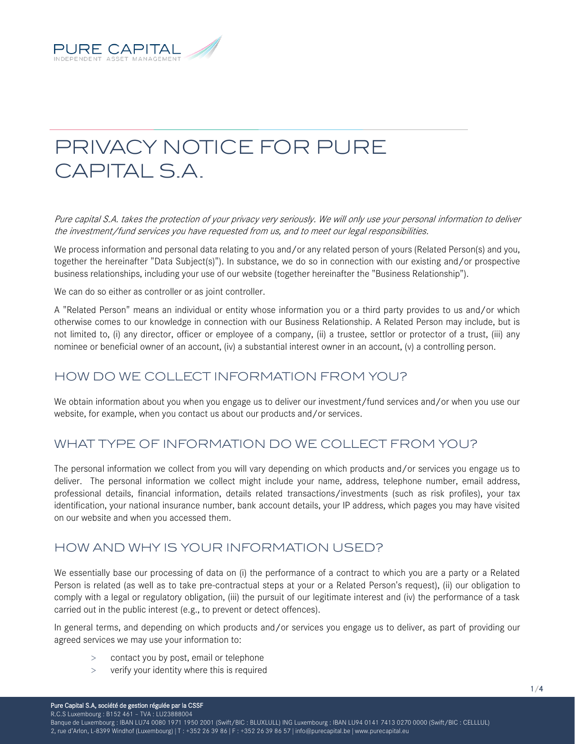# PRIVACY NOTICE FOR PURE CAPITAL S.A.

*Pure capital S.A. takes the protection of your privacy very seriously. We will only use your personal information to deliver the investment/fund services you have requested from us, and to meet our legal responsibilities.*

We process information and personal data relating to you and/or any related person of yours (Related Person(s) and you, together the hereinafter "Data Subject(s)"). In substance, we do so in connection with our existing and/or prospective business relationships, including your use of our website (together hereinafter the "Business Relationship").

We can do so either as controller or as joint controller.

A "Related Person" means an individual or entity whose information you or a third party provides to us and/or which otherwise comes to our knowledge in connection with our Business Relationship. A Related Person may include, but is not limited to, (i) any director, officer or employee of a company, (ii) a trustee, settlor or protector of a trust, (iii) any nominee or beneficial owner of an account, (iv) a substantial interest owner in an account, (v) a controlling person.

## HOW DO WE COLLECT INFORMATION FROM YOU?

We obtain information about you when you engage us to deliver our investment/fund services and/or when you use our website, for example, when you contact us about our products and/or services.

## WHAT TYPE OF INFORMATION DO WE COLLECT FROM YOU?

The personal information we collect from you will vary depending on which products and/or services you engage us to deliver. The personal information we collect might include your name, address, telephone number, email address, professional details, financial information, details related transactions/investments (such as risk profiles), your tax identification, your national insurance number, bank account details, your IP address, which pages you may have visited on our website and when you accessed them.

## HOW AND WHY IS YOUR INFORMATION USED?

We essentially base our processing of data on (i) the performance of a contract to which you are a party or a Related Person is related (as well as to take pre-contractual steps at your or a Related Person's request), (ii) our obligation to comply with a legal or regulatory obligation, (iii) the pursuit of our legitimate interest and (iv) the performance of a task carried out in the public interest (e.g., to prevent or detect offences).

In general terms, and depending on which products and/or services you engage us to deliver, as part of providing our agreed services we may use your information to:

- contact you by post, email or telephone
- verify your identity where this is required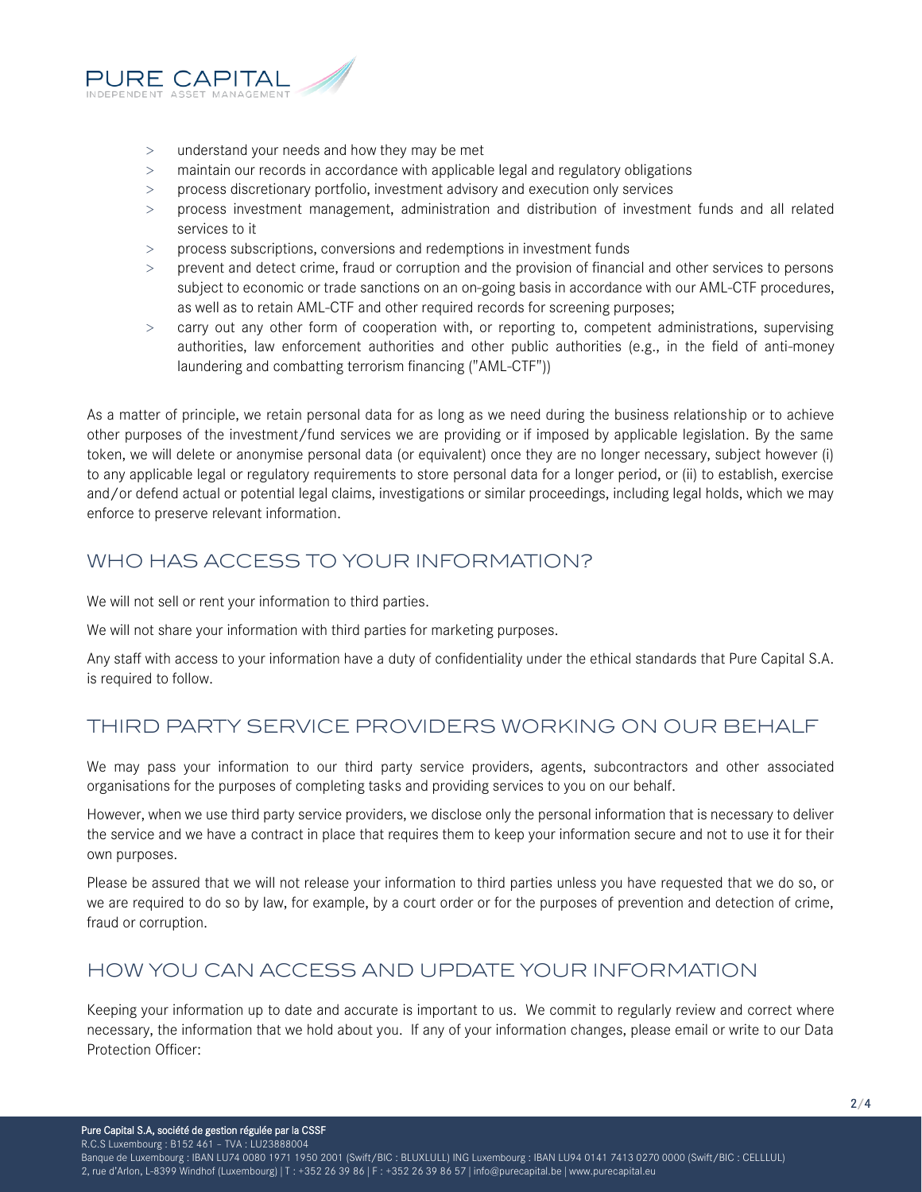- understand your needs and how they may be met
- maintain our records in accordance with applicable legal and regulatory obligations
- process discretionary portfolio, investment advisory and execution only services
- process investment management, administration and distribution of investment funds and all related services to it
- process subscriptions, conversions and redemptions in investment funds
- prevent and detect crime, fraud or corruption and the provision of financial and other services to persons subject to economic or trade sanctions on an on-going basis in accordance with our AML-CTF procedures, as well as to retain AML-CTF and other required records for screening purposes;
- carry out any other form of cooperation with, or reporting to, competent administrations, supervising authorities, law enforcement authorities and other public authorities (e.g., in the field of anti-money laundering and combatting terrorism financing ("AML-CTF"))

As a matter of principle, we retain personal data for as long as we need during the business relationship or to achieve other purposes of the investment/fund services we are providing or if imposed by applicable legislation. By the same token, we will delete or anonymise personal data (or equivalent) once they are no longer necessary, subject however (i) to any applicable legal or regulatory requirements to store personal data for a longer period, or (ii) to establish, exercise and/or defend actual or potential legal claims, investigations or similar proceedings, including legal holds, which we may enforce to preserve relevant information.

## WHO HAS ACCESS TO YOUR INFORMATION?

We will not sell or rent your information to third parties.

We will not share your information with third parties for marketing purposes.

Any staff with access to your information have a duty of confidentiality under the ethical standards that Pure Capital S.A. is required to follow.

## THIRD PARTY SERVICE PROVIDERS WORKING ON OUR BEHALF

We may pass your information to our third party service providers, agents, subcontractors and other associated organisations for the purposes of completing tasks and providing services to you on our behalf.

However, when we use third party service providers, we disclose only the personal information that is necessary to deliver the service and we have a contract in place that requires them to keep your information secure and not to use it for their own purposes.

Please be assured that we will not release your information to third parties unless you have requested that we do so, or we are required to do so by law, for example, by a court order or for the purposes of prevention and detection of crime, fraud or corruption.

## HOW YOU CAN ACCESS AND UPDATE YOUR INFORMATION

Keeping your information up to date and accurate is important to us. We commit to regularly review and correct where necessary, the information that we hold about you. If any of your information changes, please email or write to our Data Protection Officer: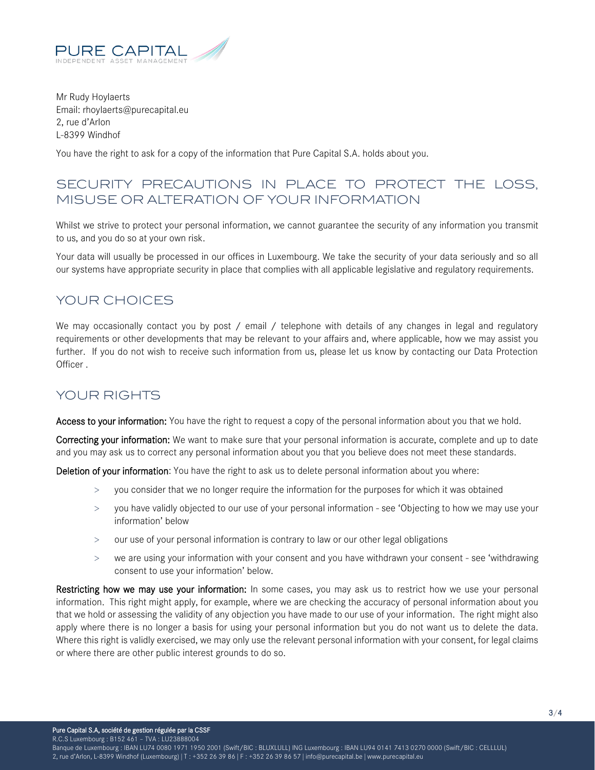Mr Rudy Hoylaerts
Email: rhoylaerts@purecapital.eu
2, rue d'Arlon
L-8399 Windhof

You have the right to ask for a copy of the information that Pure Capital S.A. holds about you.

## SECURITY PRECAUTIONS IN PLACE TO PROTECT THE LOSS, MISUSE OR ALTERATION OF YOUR INFORMATION

Whilst we strive to protect your personal information, we cannot guarantee the security of any information you transmit to us, and you do so at your own risk.

Your data will usually be processed in our offices in Luxembourg. We take the security of your data seriously and so all our systems have appropriate security in place that complies with all applicable legislative and regulatory requirements.

## YOUR CHOICES

We may occasionally contact you by post / email / telephone with details of any changes in legal and regulatory requirements or other developments that may be relevant to your affairs and, where applicable, how we may assist you further. If you do not wish to receive such information from us, please let us know by contacting our Data Protection Officer .

## YOUR RIGHTS

**Access to your information:** You have the right to request a copy of the personal information about you that we hold.

**Correcting your information:** We want to make sure that your personal information is accurate, complete and up to date and you may ask us to correct any personal information about you that you believe does not meet these standards.

**Deletion of your information**: You have the right to ask us to delete personal information about you where:

> you consider that we no longer require the information for the purposes for which it was obtained

> you have validly objected to our use of your personal information - see 'Objecting to how we may use your information' below

> our use of your personal information is contrary to law or our other legal obligations

> we are using your information with your consent and you have withdrawn your consent - see 'withdrawing consent to use your information' below.

**Restricting how we may use your information:** In some cases, you may ask us to restrict how we use your personal information. This right might apply, for example, where we are checking the accuracy of personal information about you that we hold or assessing the validity of any objection you have made to our use of your information. The right might also apply where there is no longer a basis for using your personal information but you do not want us to delete the data. Where this right is validly exercised, we may only use the relevant personal information with your consent, for legal claims or where there are other public interest grounds to do so.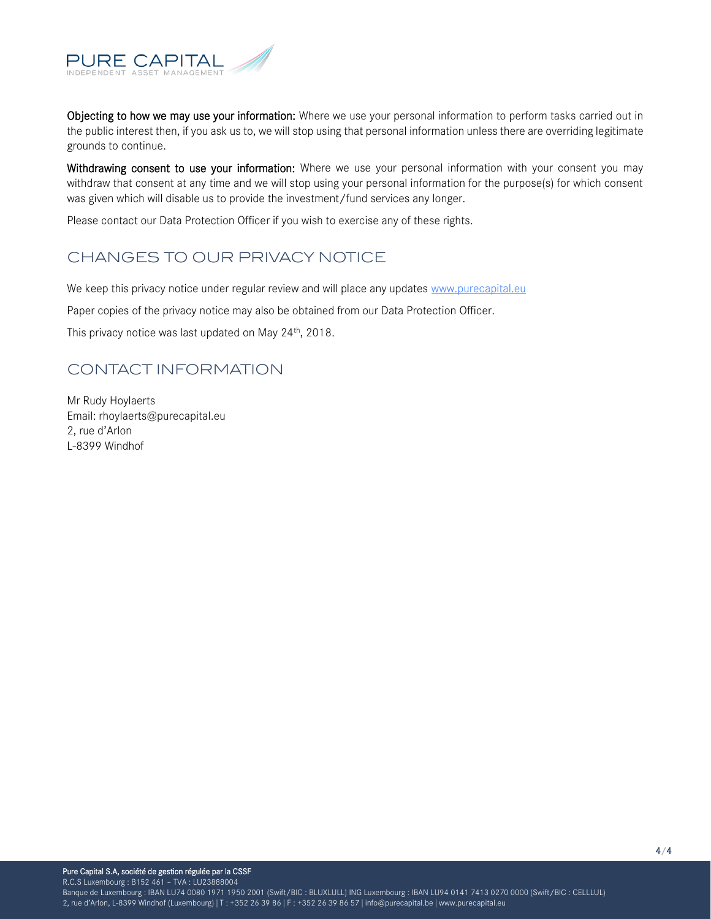**Objecting to how we may use your information:** Where we use your personal information to perform tasks carried out in the public interest then, if you ask us to, we will stop using that personal information unless there are overriding legitimate grounds to continue.

**Withdrawing consent to use your information:** Where we use your personal information with your consent you may withdraw that consent at any time and we will stop using your personal information for the purpose(s) for which consent was given which will disable us to provide the investment/fund services any longer.

Please contact our Data Protection Officer if you wish to exercise any of these rights.

## CHANGES TO OUR PRIVACY NOTICE

We keep this privacy notice under regular review and will place any updates [www.purecapital.eu](http://www.purecapital.eu)

Paper copies of the privacy notice may also be obtained from our Data Protection Officer.

This privacy notice was last updated on May 24th, 2018.

## CONTACT INFORMATION

Mr Rudy Hoylaerts
Email: rhoylaerts@purecapital.eu
2, rue d'Arlon
L-8399 Windhof